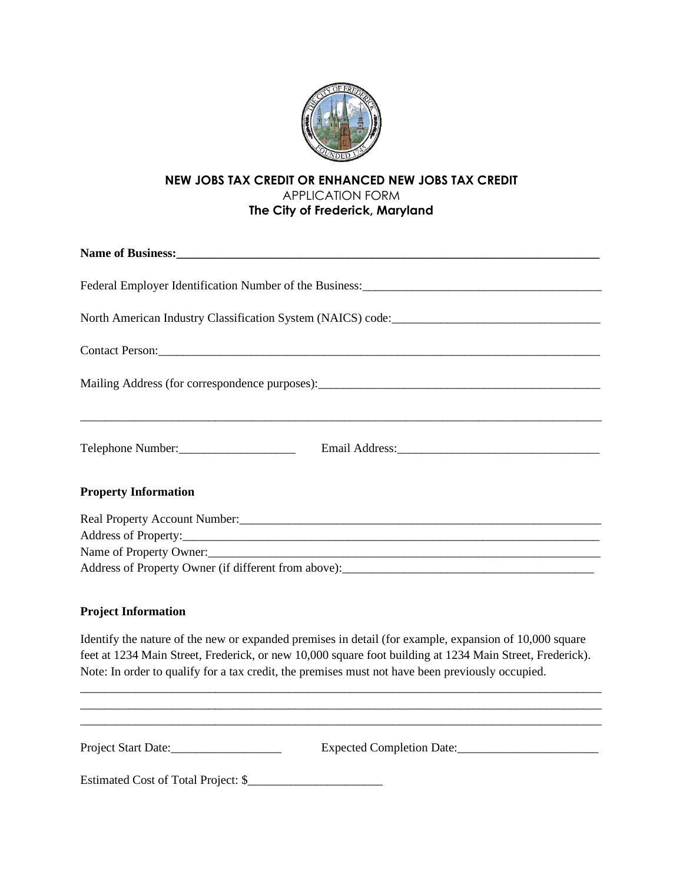**NEW JOBS TAX CREDIT OR ENHANCED NEW JOBS TAX CREDIT**

APPLICATION FORM

**The City of Frederick, Maryland**

**Name of Business:**\_\_\_\_\_\_\_\_\_\_\_\_\_\_\_\_\_\_\_\_\_\_\_\_\_\_\_\_\_\_\_\_\_\_\_\_\_\_\_\_\_\_\_\_\_\_\_\_\_\_\_\_\_\_\_\_\_\_\_\_\_\_\_\_

Federal Employer Identification Number of the Business:\_\_\_\_\_\_\_\_\_\_\_\_\_\_\_\_\_\_\_\_\_\_\_\_\_\_\_\_\_\_\_\_\_\_\_\_\_\_

North American Industry Classification System (NAICS) code:\_\_\_\_\_\_\_\_\_\_\_\_\_\_\_\_\_\_\_\_\_\_\_\_\_\_\_\_\_\_\_\_\_

Contact Person:\_\_\_\_\_\_\_\_\_\_\_\_\_\_\_\_\_\_\_\_\_\_\_\_\_\_\_\_\_\_\_\_\_\_\_\_\_\_\_\_\_\_\_\_\_\_\_\_\_\_\_\_\_\_\_\_\_\_\_\_\_\_\_\_\_\_\_\_\_\_

Mailing Address (for correspondence purposes):\_\_\_\_\_\_\_\_\_\_\_\_\_\_\_\_\_\_\_\_\_\_\_\_\_\_\_\_\_\_\_\_\_\_\_\_\_\_\_\_\_\_\_\_\_

\_\_\_\_\_\_\_\_\_\_\_\_\_\_\_\_\_\_\_\_\_\_\_\_\_\_\_\_\_\_\_\_\_\_\_\_\_\_\_\_\_\_\_\_\_\_\_\_\_\_\_\_\_\_\_\_\_\_\_\_\_\_\_\_\_\_\_\_\_\_\_\_\_\_\_\_\_\_\_\_\_\_\_\_

Telephone Number:\_\_\_\_\_\_\_\_\_\_\_\_\_\_\_\_\_\_\_ Email Address:\_\_\_\_\_\_\_\_\_\_\_\_\_\_\_\_\_\_\_\_\_\_\_\_\_\_\_\_\_\_\_\_\_

**Property Information**

Real Property Account Number:\_\_\_\_\_\_\_\_\_\_\_\_\_\_\_\_\_\_\_\_\_\_\_\_\_\_\_\_\_\_\_\_\_\_\_\_\_\_\_\_\_\_\_\_\_\_\_\_\_\_\_\_\_\_\_\_\_\_\_

Address of Property:\_\_\_\_\_\_\_\_\_\_\_\_\_\_\_\_\_\_\_\_\_\_\_\_\_\_\_\_\_\_\_\_\_\_\_\_\_\_\_\_\_\_\_\_\_\_\_\_\_\_\_\_\_\_\_\_\_\_\_\_\_\_\_\_\_\_\_

Name of Property Owner:\_\_\_\_\_\_\_\_\_\_\_\_\_\_\_\_\_\_\_\_\_\_\_\_\_\_\_\_\_\_\_\_\_\_\_\_\_\_\_\_\_\_\_\_\_\_\_\_\_\_\_\_\_\_\_\_\_\_\_\_\_\_\_

Address of Property Owner (if different from above):\_\_\_\_\_\_\_\_\_\_\_\_\_\_\_\_\_\_\_\_\_\_\_\_\_\_\_\_\_\_\_\_\_\_\_\_\_\_\_\_\_

**Project Information**

Identify the nature of the new or expanded premises in detail (for example, expansion of 10,000 square feet at 1234 Main Street, Frederick, or new 10,000 square foot building at 1234 Main Street, Frederick). Note: In order to qualify for a tax credit, the premises must not have been previously occupied.

\_\_\_\_\_\_\_\_\_\_\_\_\_\_\_\_\_\_\_\_\_\_\_\_\_\_\_\_\_\_\_\_\_\_\_\_\_\_\_\_\_\_\_\_\_\_\_\_\_\_\_\_\_\_\_\_\_\_\_\_\_\_\_\_\_\_\_\_\_\_\_\_\_\_\_\_\_\_\_\_\_\_\_\_

\_\_\_\_\_\_\_\_\_\_\_\_\_\_\_\_\_\_\_\_\_\_\_\_\_\_\_\_\_\_\_\_\_\_\_\_\_\_\_\_\_\_\_\_\_\_\_\_\_\_\_\_\_\_\_\_\_\_\_\_\_\_\_\_\_\_\_\_\_\_\_\_\_\_\_\_\_\_\_\_\_\_\_\_

\_\_\_\_\_\_\_\_\_\_\_\_\_\_\_\_\_\_\_\_\_\_\_\_\_\_\_\_\_\_\_\_\_\_\_\_\_\_\_\_\_\_\_\_\_\_\_\_\_\_\_\_\_\_\_\_\_\_\_\_\_\_\_\_\_\_\_\_\_\_\_\_\_\_\_\_\_\_\_\_\_\_\_\_

Project Start Date:\_\_\_\_\_\_\_\_\_\_\_\_\_\_\_\_\_\_ Expected Completion Date:\_\_\_\_\_\_\_\_\_\_\_\_\_\_\_\_\_\_\_\_\_\_\_

Estimated Cost of Total Project: $\_\_\_\_\_\_\_\_\_\_\_\_\_\_\_\_\_\_\_\_\_\_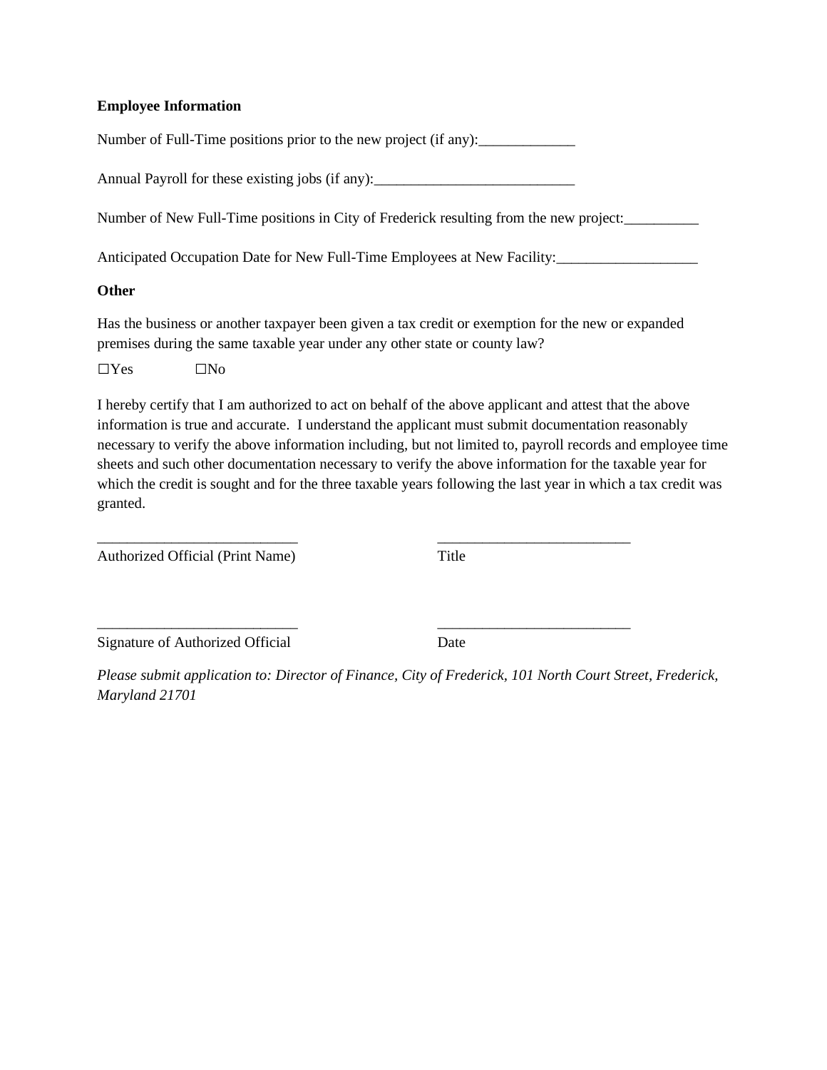**Employee Information**

Number of Full-Time positions prior to the new project (if any):_____________

Annual Payroll for these existing jobs (if any):___________________________

Number of New Full-Time positions in City of Frederick resulting from the new project:__________

Anticipated Occupation Date for New Full-Time Employees at New Facility:___________________

**Other**

Has the business or another taxpayer been given a tax credit or exemption for the new or expanded premises during the same taxable year under any other state or county law?

☐Yes ☐No

I hereby certify that I am authorized to act on behalf of the above applicant and attest that the above information is true and accurate. I understand the applicant must submit documentation reasonably necessary to verify the above information including, but not limited to, payroll records and employee time sheets and such other documentation necessary to verify the above information for the taxable year for which the credit is sought and for the three taxable years following the last year in which a tax credit was granted.

___________________________ ___________________________
Authorized Official (Print Name) Title

___________________________ ___________________________
Signature of Authorized Official Date

*Please submit application to: Director of Finance, City of Frederick, 101 North Court Street, Frederick, Maryland 21701*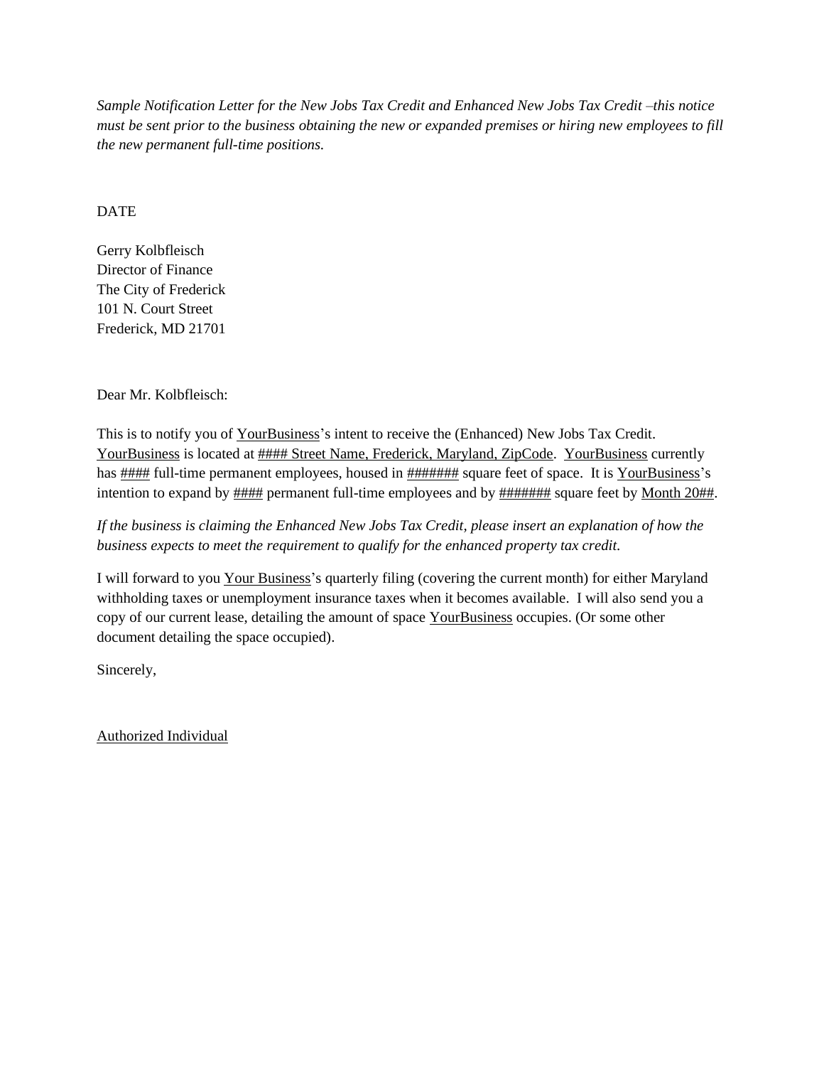*Sample Notification Letter for the New Jobs Tax Credit and Enhanced New Jobs Tax Credit –this notice must be sent prior to the business obtaining the new or expanded premises or hiring new employees to fill the new permanent full-time positions.*

DATE

Gerry Kolbfleisch
Director of Finance
The City of Frederick
101 N. Court Street
Frederick, MD 21701

Dear Mr. Kolbfleisch:

This is to notify you of <u>YourBusiness</u>'s intent to receive the (Enhanced) New Jobs Tax Credit. <u>YourBusiness</u> is located at <u>#### Street Name, Frederick, Maryland, ZipCode</u>. <u>YourBusiness</u> currently has <u>####</u> full-time permanent employees, housed in <u>#######</u> square feet of space. It is <u>YourBusiness</u>'s intention to expand by <u>####</u> permanent full-time employees and by <u>#######</u> square feet by <u>Month 20##</u>.

*If the business is claiming the Enhanced New Jobs Tax Credit, please insert an explanation of how the business expects to meet the requirement to qualify for the enhanced property tax credit.*

I will forward to you <u>Your Business</u>'s quarterly filing (covering the current month) for either Maryland withholding taxes or unemployment insurance taxes when it becomes available. I will also send you a copy of our current lease, detailing the amount of space <u>YourBusiness</u> occupies. (Or some other document detailing the space occupied).

Sincerely,

<u>Authorized Individual</u>